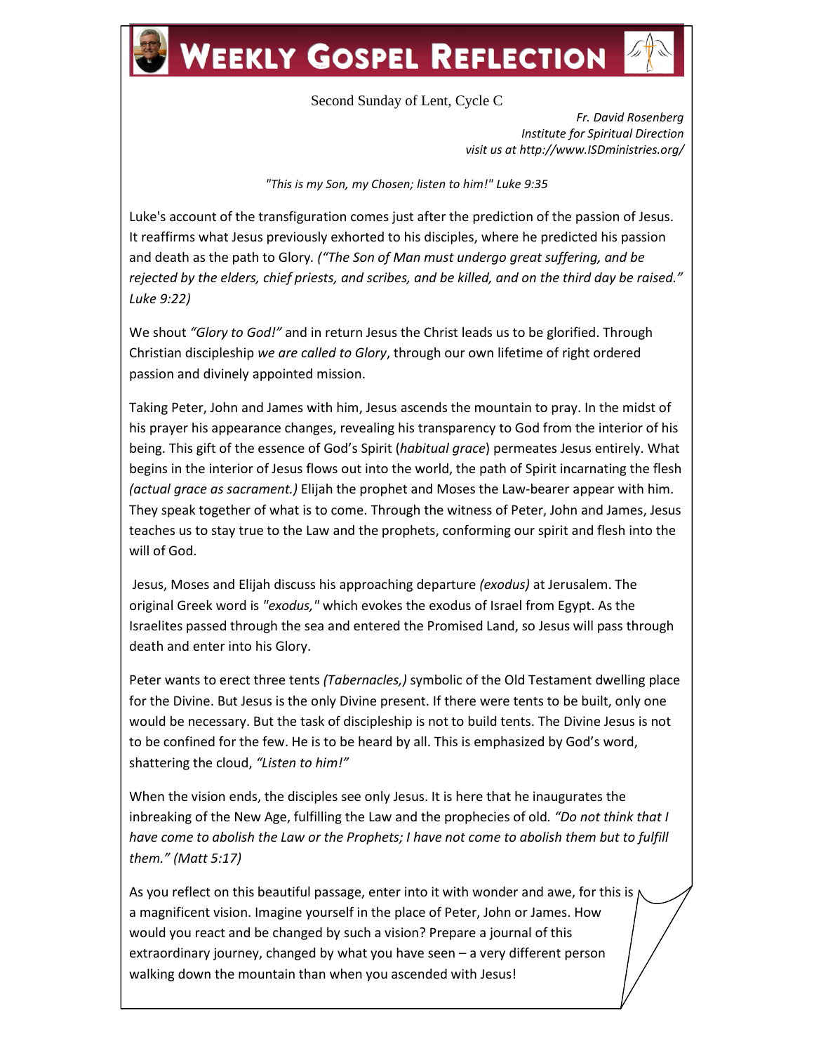# Weekly Gospel Reflection

Second Sunday of Lent, Cycle C

*Fr. David Rosenberg*
*Institute for Spiritual Direction*
*visit us at http://www.ISDministries.org/*

*"This is my Son, my Chosen; listen to him!" Luke 9:35*

Luke's account of the transfiguration comes just after the prediction of the passion of Jesus. It reaffirms what Jesus previously exhorted to his disciples, where he predicted his passion and death as the path to Glory. *("The Son of Man must undergo great suffering, and be rejected by the elders, chief priests, and scribes, and be killed, and on the third day be raised." Luke 9:22)*

We shout *"Glory to God!"* and in return Jesus the Christ leads us to be glorified. Through Christian discipleship *we are called to Glory*, through our own lifetime of right ordered passion and divinely appointed mission.

Taking Peter, John and James with him, Jesus ascends the mountain to pray. In the midst of his prayer his appearance changes, revealing his transparency to God from the interior of his being. This gift of the essence of God's Spirit (*habitual grace*) permeates Jesus entirely. What begins in the interior of Jesus flows out into the world, the path of Spirit incarnating the flesh *(actual grace as sacrament.)* Elijah the prophet and Moses the Law-bearer appear with him. They speak together of what is to come. Through the witness of Peter, John and James, Jesus teaches us to stay true to the Law and the prophets, conforming our spirit and flesh into the will of God.

Jesus, Moses and Elijah discuss his approaching departure *(exodus)* at Jerusalem. The original Greek word is *"exodus,"* which evokes the exodus of Israel from Egypt. As the Israelites passed through the sea and entered the Promised Land, so Jesus will pass through death and enter into his Glory.

Peter wants to erect three tents *(Tabernacles,)* symbolic of the Old Testament dwelling place for the Divine. But Jesus is the only Divine present. If there were tents to be built, only one would be necessary. But the task of discipleship is not to build tents. The Divine Jesus is not to be confined for the few. He is to be heard by all. This is emphasized by God's word, shattering the cloud, *"Listen to him!"*

When the vision ends, the disciples see only Jesus. It is here that he inaugurates the inbreaking of the New Age, fulfilling the Law and the prophecies of old. *"Do not think that I have come to abolish the Law or the Prophets; I have not come to abolish them but to fulfill them." (Matt 5:17)*

As you reflect on this beautiful passage, enter into it with wonder and awe, for this is a magnificent vision. Imagine yourself in the place of Peter, John or James. How would you react and be changed by such a vision? Prepare a journal of this extraordinary journey, changed by what you have seen – a very different person walking down the mountain than when you ascended with Jesus!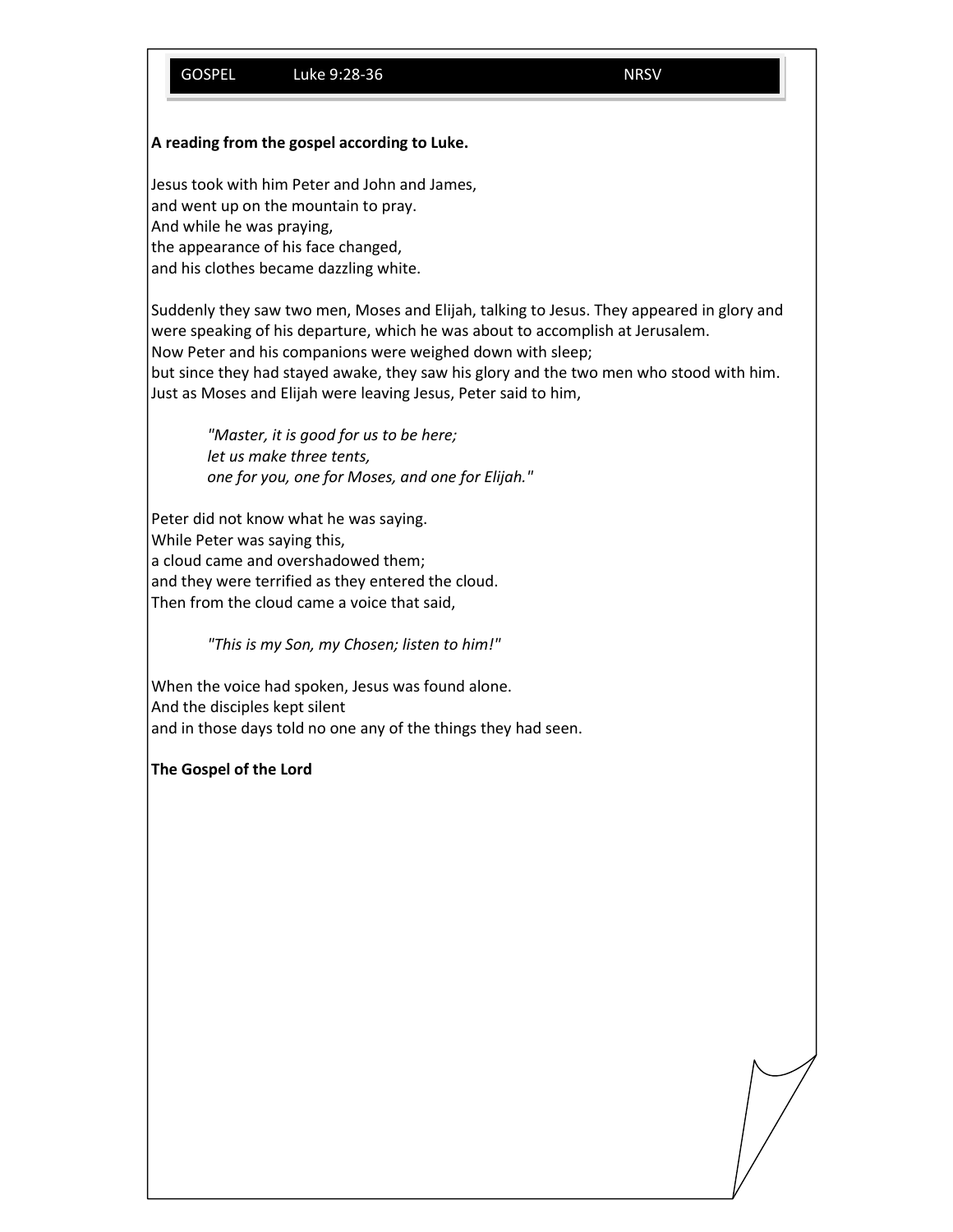GOSPEL Luke 9:28-36 NRSV

**A reading from the gospel according to Luke.**

Jesus took with him Peter and John and James,
and went up on the mountain to pray.
And while he was praying,
the appearance of his face changed,
and his clothes became dazzling white.

Suddenly they saw two men, Moses and Elijah, talking to Jesus. They appeared in glory and were speaking of his departure, which he was about to accomplish at Jerusalem.
Now Peter and his companions were weighed down with sleep;
but since they had stayed awake, they saw his glory and the two men who stood with him.
Just as Moses and Elijah were leaving Jesus, Peter said to him,

> *"Master, it is good for us to be here;*
> *let us make three tents,*
> *one for you, one for Moses, and one for Elijah."*

Peter did not know what he was saying.
While Peter was saying this,
a cloud came and overshadowed them;
and they were terrified as they entered the cloud.
Then from the cloud came a voice that said,

> *"This is my Son, my Chosen; listen to him!"*

When the voice had spoken, Jesus was found alone.
And the disciples kept silent
and in those days told no one any of the things they had seen.

**The Gospel of the Lord**